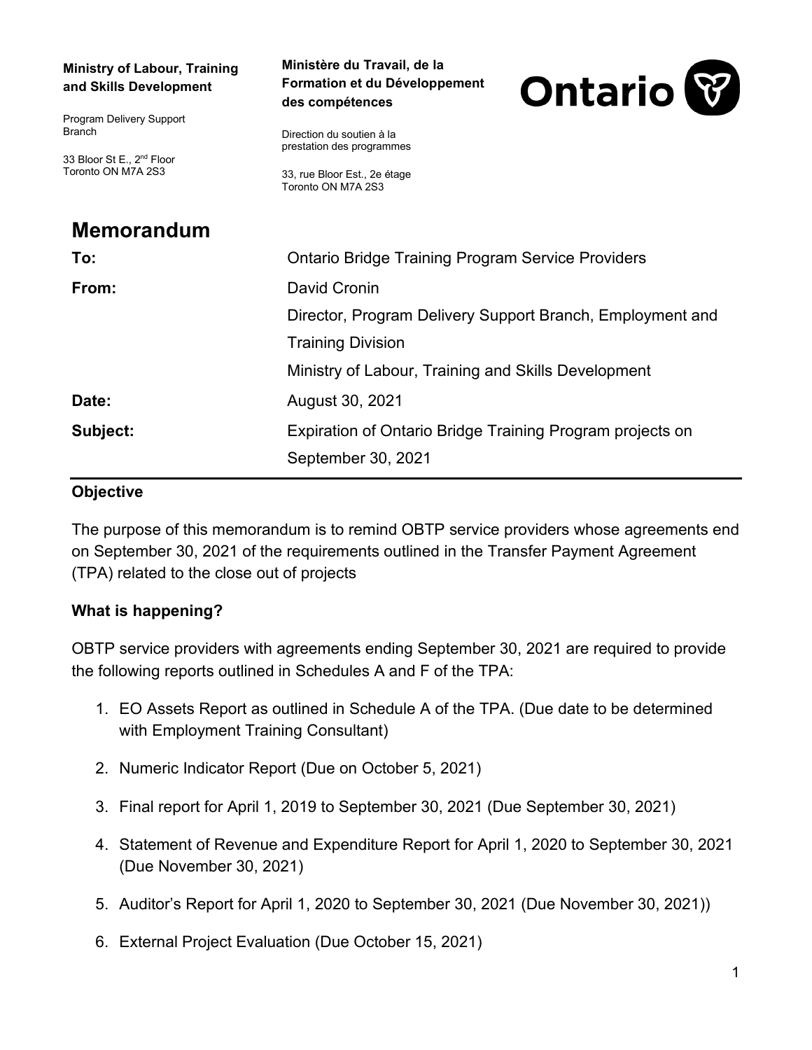**Ministry of Labour, Training and Skills Development**

Program Delivery Support Branch

33 Bloor St E., 2nd Floor
Toronto ON M7A 2S3

**Ministère du Travail, de la Formation et du Développement des compétences**

Direction du soutien à la prestation des programmes

33, rue Bloor Est., 2e étage
Toronto ON M7A 2S3

Ontario

# Memorandum

| | |
|---|---|
| **To:** | Ontario Bridge Training Program Service Providers |
| **From:** | David Cronin<br>Director, Program Delivery Support Branch, Employment and Training Division<br>Ministry of Labour, Training and Skills Development |
| **Date:** | August 30, 2021 |
| **Subject:** | Expiration of Ontario Bridge Training Program projects on September 30, 2021 |

### Objective

The purpose of this memorandum is to remind OBTP service providers whose agreements end on September 30, 2021 of the requirements outlined in the Transfer Payment Agreement (TPA) related to the close out of projects

### What is happening?

OBTP service providers with agreements ending September 30, 2021 are required to provide the following reports outlined in Schedules A and F of the TPA:

1. EO Assets Report as outlined in Schedule A of the TPA. (Due date to be determined with Employment Training Consultant)
2. Numeric Indicator Report (Due on October 5, 2021)
3. Final report for April 1, 2019 to September 30, 2021 (Due September 30, 2021)
4. Statement of Revenue and Expenditure Report for April 1, 2020 to September 30, 2021 (Due November 30, 2021)
5. Auditor's Report for April 1, 2020 to September 30, 2021 (Due November 30, 2021))
6. External Project Evaluation (Due October 15, 2021)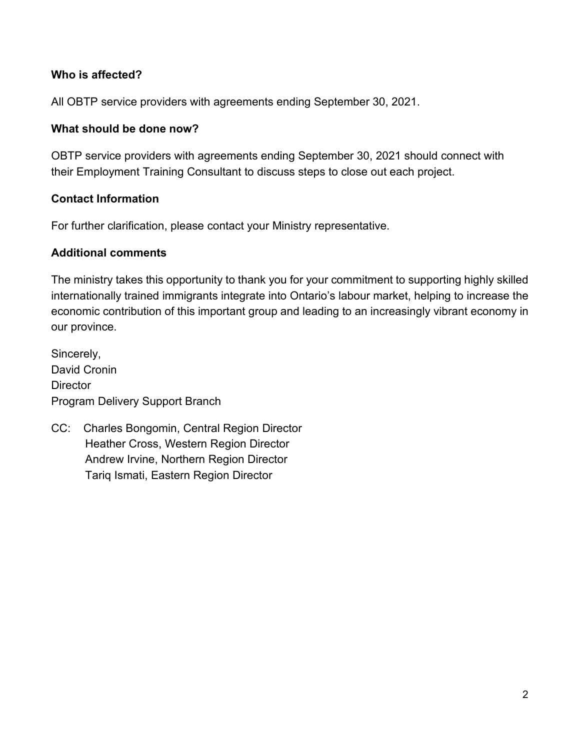**Who is affected?**

All OBTP service providers with agreements ending September 30, 2021.

**What should be done now?**

OBTP service providers with agreements ending September 30, 2021 should connect with their Employment Training Consultant to discuss steps to close out each project.

**Contact Information**

For further clarification, please contact your Ministry representative.

**Additional comments**

The ministry takes this opportunity to thank you for your commitment to supporting highly skilled internationally trained immigrants integrate into Ontario's labour market, helping to increase the economic contribution of this important group and leading to an increasingly vibrant economy in our province.

Sincerely,
David Cronin
Director
Program Delivery Support Branch

CC: Charles Bongomin, Central Region Director
Heather Cross, Western Region Director
Andrew Irvine, Northern Region Director
Tariq Ismati, Eastern Region Director